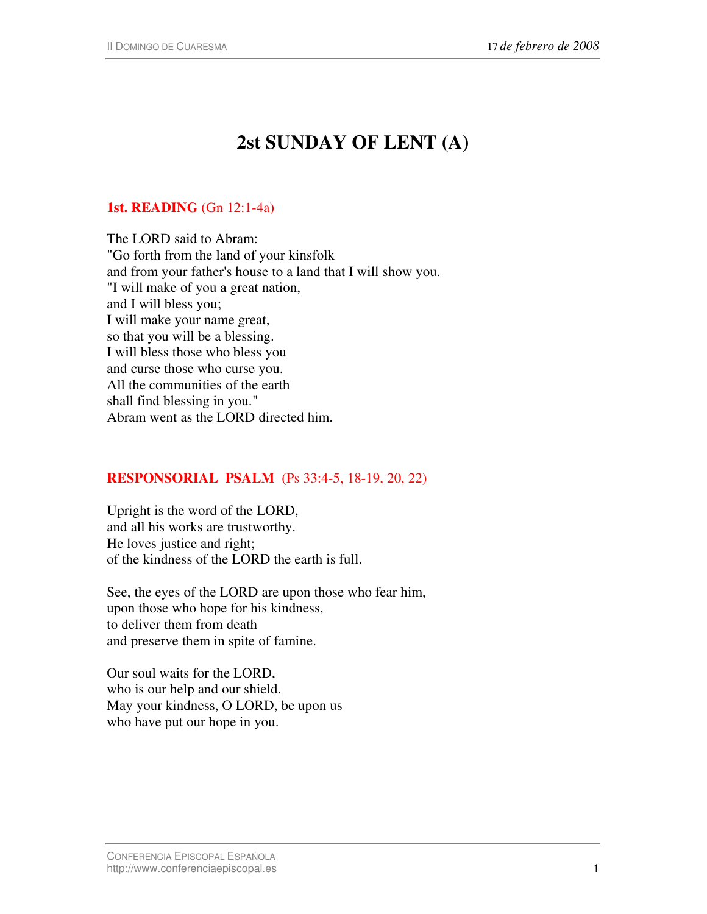# 2st SUNDAY OF LENT (A)

**1st. READING** (Gn 12:1-4a)

The LORD said to Abram:
"Go forth from the land of your kinsfolk
and from your father's house to a land that I will show you.
"I will make of you a great nation,
and I will bless you;
I will make your name great,
so that you will be a blessing.
I will bless those who bless you
and curse those who curse you.
All the communities of the earth
shall find blessing in you."
Abram went as the LORD directed him.

**RESPONSORIAL PSALM** (Ps 33:4-5, 18-19, 20, 22)

Upright is the word of the LORD,
and all his works are trustworthy.
He loves justice and right;
of the kindness of the LORD the earth is full.

See, the eyes of the LORD are upon those who fear him,
upon those who hope for his kindness,
to deliver them from death
and preserve them in spite of famine.

Our soul waits for the LORD,
who is our help and our shield.
May your kindness, O LORD, be upon us
who have put our hope in you.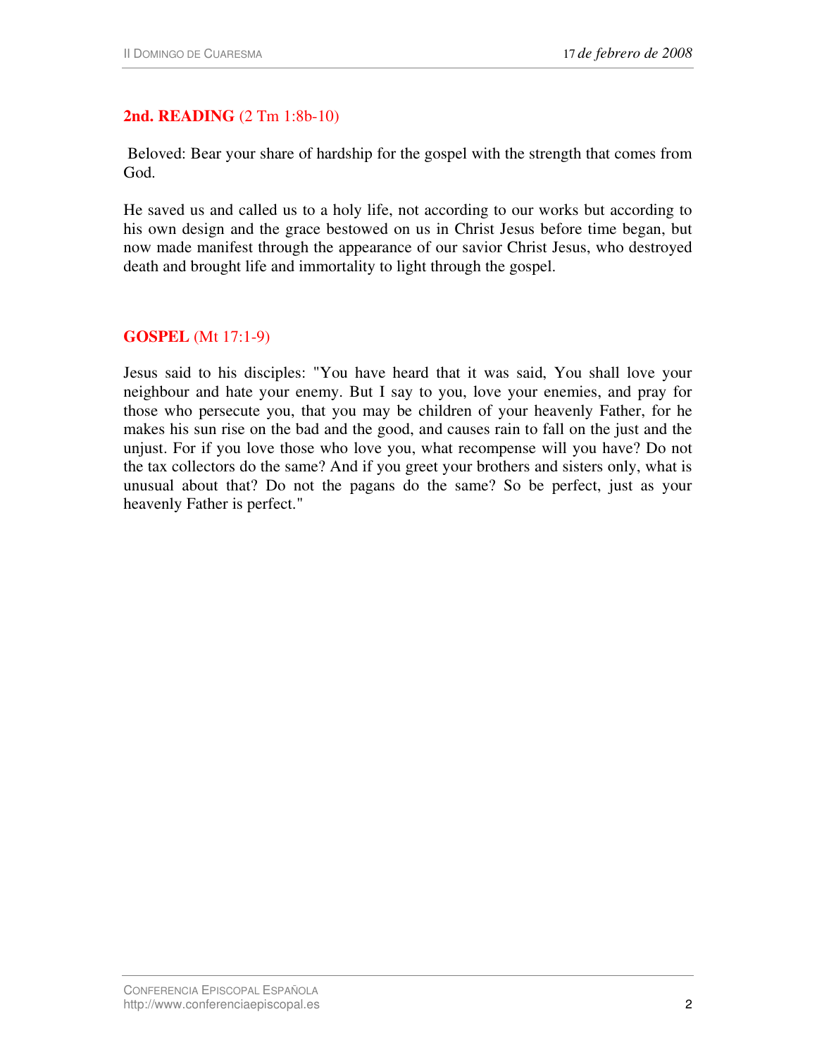**2nd. READING** (2 Tm 1:8b-10)

Beloved: Bear your share of hardship for the gospel with the strength that comes from God.

He saved us and called us to a holy life, not according to our works but according to his own design and the grace bestowed on us in Christ Jesus before time began, but now made manifest through the appearance of our savior Christ Jesus, who destroyed death and brought life and immortality to light through the gospel.

**GOSPEL** (Mt 17:1-9)

Jesus said to his disciples: "You have heard that it was said, You shall love your neighbour and hate your enemy. But I say to you, love your enemies, and pray for those who persecute you, that you may be children of your heavenly Father, for he makes his sun rise on the bad and the good, and causes rain to fall on the just and the unjust. For if you love those who love you, what recompense will you have? Do not the tax collectors do the same? And if you greet your brothers and sisters only, what is unusual about that? Do not the pagans do the same? So be perfect, just as your heavenly Father is perfect."